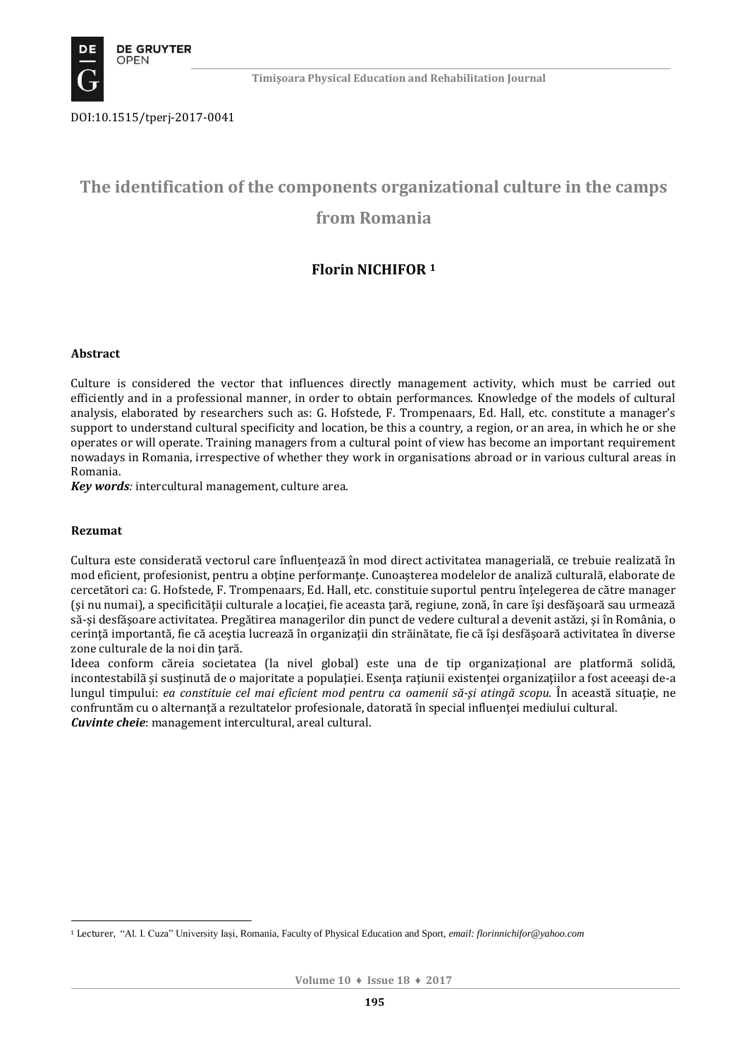DOI:10.1515/tperj-2017-0041

# The identification of the components organizational culture in the camps from Romania

**Florin NICHIFOR [1]**

**Abstract**

Culture is considered the vector that influences directly management activity, which must be carried out efficiently and in a professional manner, in order to obtain performances. Knowledge of the models of cultural analysis, elaborated by researchers such as: G. Hofstede, F. Trompenaars, Ed. Hall, etc. constitute a manager's support to understand cultural specificity and location, be this a country, a region, or an area, in which he or she operates or will operate. Training managers from a cultural point of view has become an important requirement nowadays in Romania, irrespective of whether they work in organisations abroad or in various cultural areas in Romania.

***Key words**:* intercultural management, culture area.

**Rezumat**

Cultura este considerată vectorul care înfluenţează în mod direct activitatea managerială, ce trebuie realizată în mod eficient, profesionist, pentru a obţine performanţe. Cunoașterea modelelor de analiză culturală, elaborate de cercetători ca: G. Hofstede, F. Trompenaars, Ed. Hall, etc. constituie suportul pentru înţelegerea de către manager (şi nu numai), a specificităţii culturale a locaţiei, fie aceasta ţară, regiune, zonă, în care îşi desfăşoară sau urmează să-şi desfăşoare activitatea. Pregătirea managerilor din punct de vedere cultural a devenit astăzi, şi în România, o cerinţă importantă, fie că aceștia lucrează în organizaţii din străinătate, fie că îşi desfăşoară activitatea în diverse zone culturale de la noi din ţară.

Ideea conform căreia societatea (la nivel global) este una de tip organizaţional are platformă solidă, incontestabilă şi susţinută de o majoritate a populaţiei. Esenţa raţiunii existenţei organizaţiilor a fost aceeaşi de-a lungul timpului: *ea constituie cel mai eficient mod pentru ca oamenii să-şi atingă scopu.* În această situaţie, ne confruntăm cu o alternanţă a rezultatelor profesionale, datorată în special influenţei mediului cultural.

***Cuvinte cheie***: management intercultural, areal cultural.

---

[1] Lecturer, "Al. I. Cuza" University Iaşi, Romania, Faculty of Physical Education and Sport, *email: florinnichifor@yahoo.com*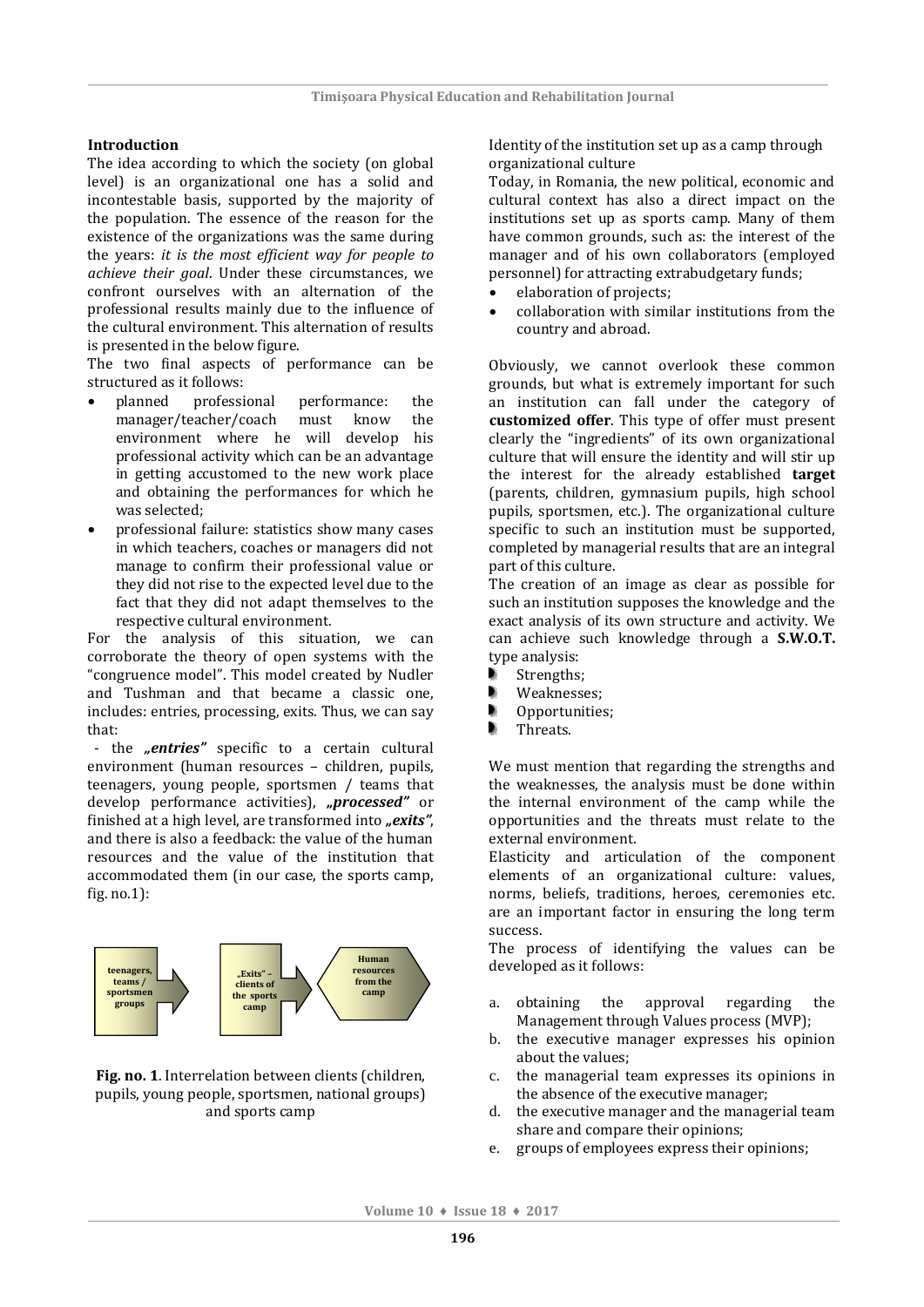**Introduction**

The idea according to which the society (on global level) is an organizational one has a solid and incontestable basis, supported by the majority of the population. The essence of the reason for the existence of the organizations was the same during the years: *it is the most efficient way for people to achieve their goal*. Under these circumstances, we confront ourselves with an alternation of the professional results mainly due to the influence of the cultural environment. This alternation of results is presented in the below figure.

The two final aspects of performance can be structured as it follows:

- planned professional performance: the manager/teacher/coach must know the environment where he will develop his professional activity which can be an advantage in getting accustomed to the new work place and obtaining the performances for which he was selected;
- professional failure: statistics show many cases in which teachers, coaches or managers did not manage to confirm their professional value or they did not rise to the expected level due to the fact that they did not adapt themselves to the respective cultural environment.

For the analysis of this situation, we can corroborate the theory of open systems with the "congruence model". This model created by Nudler and Tushman and that became a classic one, includes: entries, processing, exits. Thus, we can say that:

- the ***„entries"*** specific to a certain cultural environment (human resources – children, pupils, teenagers, young people, sportsmen / teams that develop performance activities), ***„processed"*** or finished at a high level, are transformed into ***„exits"***, and there is also a feedback: the value of the human resources and the value of the institution that accommodated them (in our case, the sports camp, fig. no.1):

teenagers, teams / sportsmen groups → „Exits" – clients of the sports camp → Human resources from the camp

**Fig. no. 1**. Interrelation between clients (children, pupils, young people, sportsmen, national groups) and sports camp

Identity of the institution set up as a camp through organizational culture

Today, in Romania, the new political, economic and cultural context has also a direct impact on the institutions set up as sports camp. Many of them have common grounds, such as: the interest of the manager and of his own collaborators (employed personnel) for attracting extrabudgetary funds;

- elaboration of projects;
- collaboration with similar institutions from the country and abroad.

Obviously, we cannot overlook these common grounds, but what is extremely important for such an institution can fall under the category of **customized offer**. This type of offer must present clearly the "ingredients" of its own organizational culture that will ensure the identity and will stir up the interest for the already established **target** (parents, children, gymnasium pupils, high school pupils, sportsmen, etc.). The organizational culture specific to such an institution must be supported, completed by managerial results that are an integral part of this culture.

The creation of an image as clear as possible for such an institution supposes the knowledge and the exact analysis of its own structure and activity. We can achieve such knowledge through a **S.W.O.T.** type analysis:

- Strengths;
- Weaknesses;
- Opportunities;
- Threats.

We must mention that regarding the strengths and the weaknesses, the analysis must be done within the internal environment of the camp while the opportunities and the threats must relate to the external environment.

Elasticity and articulation of the component elements of an organizational culture: values, norms, beliefs, traditions, heroes, ceremonies etc. are an important factor in ensuring the long term success.

The process of identifying the values can be developed as it follows:

a. obtaining the approval regarding the Management through Values process (MVP);
b. the executive manager expresses his opinion about the values;
c. the managerial team expresses its opinions in the absence of the executive manager;
d. the executive manager and the managerial team share and compare their opinions;
e. groups of employees express their opinions;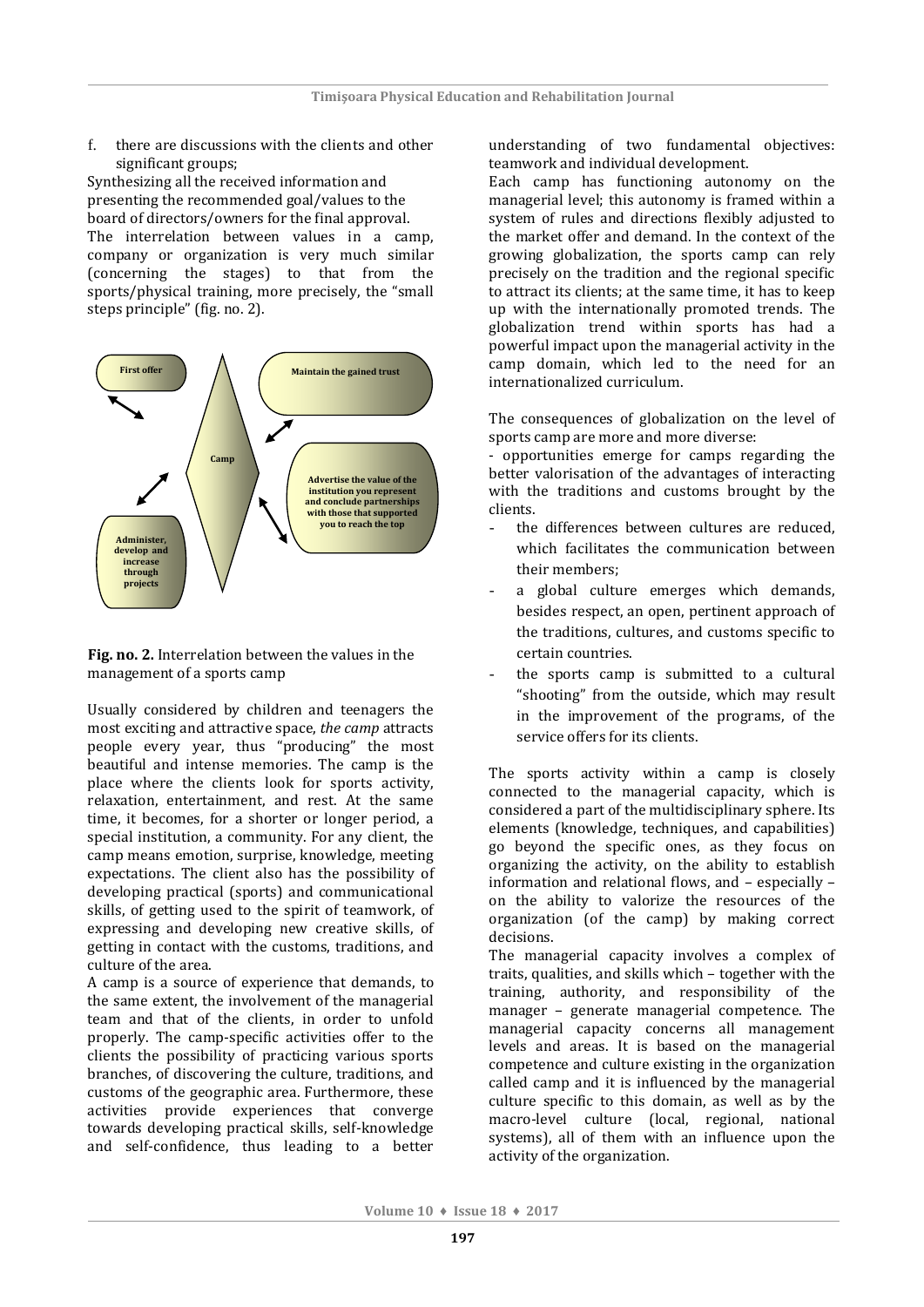f. there are discussions with the clients and other significant groups;

Synthesizing all the received information and presenting the recommended goal/values to the board of directors/owners for the final approval.

The interrelation between values in a camp, company or organization is very much similar (concerning the stages) to that from the sports/physical training, more precisely, the "small steps principle" (fig. no. 2).

First offer

Maintain the gained trust

Camp

Advertise the value of the institution you represent and conclude partnerships with those that supported you to reach the top

Administer, develop and increase through projects

**Fig. no. 2.** Interrelation between the values in the management of a sports camp

Usually considered by children and teenagers the most exciting and attractive space, *the camp* attracts people every year, thus "producing" the most beautiful and intense memories. The camp is the place where the clients look for sports activity, relaxation, entertainment, and rest. At the same time, it becomes, for a shorter or longer period, a special institution, a community. For any client, the camp means emotion, surprise, knowledge, meeting expectations. The client also has the possibility of developing practical (sports) and communicational skills, of getting used to the spirit of teamwork, of expressing and developing new creative skills, of getting in contact with the customs, traditions, and culture of the area.

A camp is a source of experience that demands, to the same extent, the involvement of the managerial team and that of the clients, in order to unfold properly. The camp-specific activities offer to the clients the possibility of practicing various sports branches, of discovering the culture, traditions, and customs of the geographic area. Furthermore, these activities provide experiences that converge towards developing practical skills, self-knowledge and self-confidence, thus leading to a better understanding of two fundamental objectives: teamwork and individual development.

Each camp has functioning autonomy on the managerial level; this autonomy is framed within a system of rules and directions flexibly adjusted to the market offer and demand. In the context of the growing globalization, the sports camp can rely precisely on the tradition and the regional specific to attract its clients; at the same time, it has to keep up with the internationally promoted trends. The globalization trend within sports has had a powerful impact upon the managerial activity in the camp domain, which led to the need for an internationalized curriculum.

The consequences of globalization on the level of sports camp are more and more diverse:

- opportunities emerge for camps regarding the better valorisation of the advantages of interacting with the traditions and customs brought by the clients.
- the differences between cultures are reduced, which facilitates the communication between their members;
- a global culture emerges which demands, besides respect, an open, pertinent approach of the traditions, cultures, and customs specific to certain countries.
- the sports camp is submitted to a cultural "shooting" from the outside, which may result in the improvement of the programs, of the service offers for its clients.

The sports activity within a camp is closely connected to the managerial capacity, which is considered a part of the multidisciplinary sphere. Its elements (knowledge, techniques, and capabilities) go beyond the specific ones, as they focus on organizing the activity, on the ability to establish information and relational flows, and – especially – on the ability to valorize the resources of the organization (of the camp) by making correct decisions.

The managerial capacity involves a complex of traits, qualities, and skills which – together with the training, authority, and responsibility of the manager – generate managerial competence. The managerial capacity concerns all management levels and areas. It is based on the managerial competence and culture existing in the organization called camp and it is influenced by the managerial culture specific to this domain, as well as by the macro-level culture (local, regional, national systems), all of them with an influence upon the activity of the organization.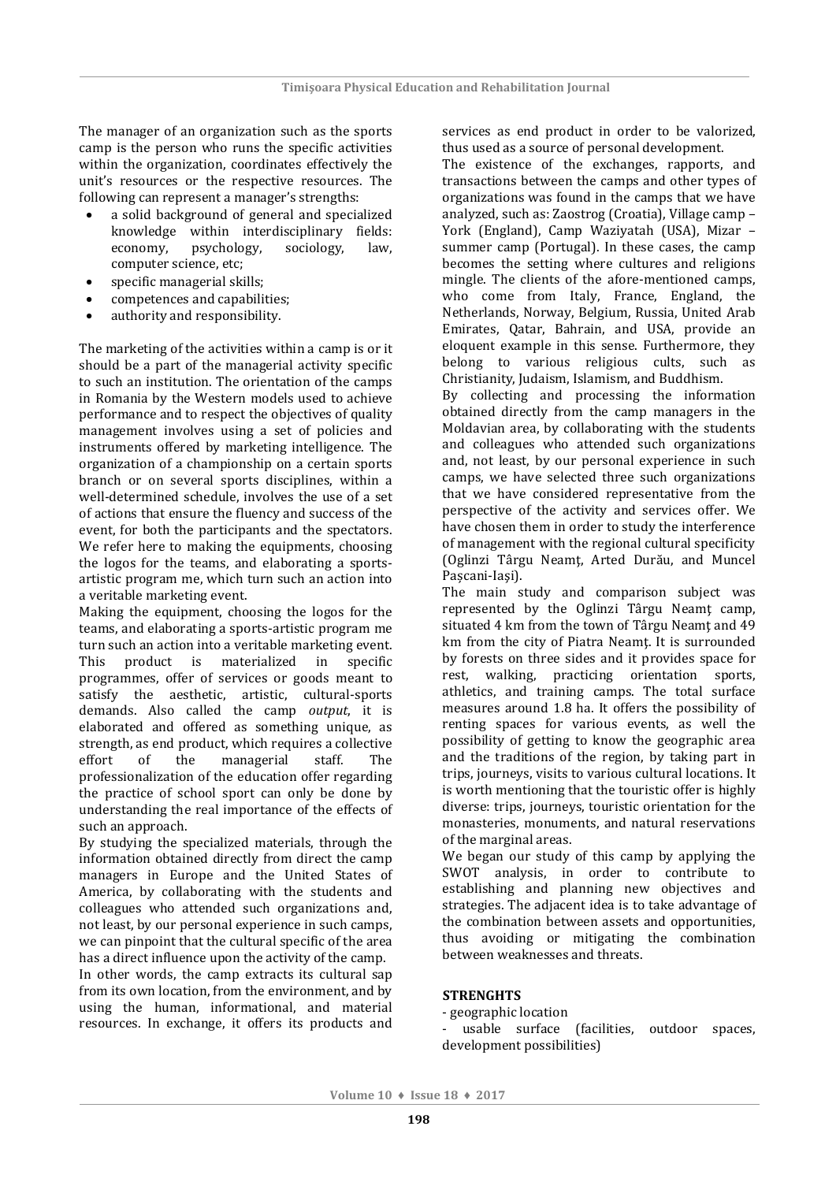The manager of an organization such as the sports camp is the person who runs the specific activities within the organization, coordinates effectively the unit's resources or the respective resources. The following can represent a manager's strengths:

- a solid background of general and specialized knowledge within interdisciplinary fields: economy, psychology, sociology, law, computer science, etc;
- specific managerial skills;
- competences and capabilities;
- authority and responsibility.

The marketing of the activities within a camp is or it should be a part of the managerial activity specific to such an institution. The orientation of the camps in Romania by the Western models used to achieve performance and to respect the objectives of quality management involves using a set of policies and instruments offered by marketing intelligence. The organization of a championship on a certain sports branch or on several sports disciplines, within a well-determined schedule, involves the use of a set of actions that ensure the fluency and success of the event, for both the participants and the spectators. We refer here to making the equipments, choosing the logos for the teams, and elaborating a sports-artistic program me, which turn such an action into a veritable marketing event.

Making the equipment, choosing the logos for the teams, and elaborating a sports-artistic program me turn such an action into a veritable marketing event. This product is materialized in specific programmes, offer of services or goods meant to satisfy the aesthetic, artistic, cultural-sports demands. Also called the camp *output*, it is elaborated and offered as something unique, as strength, as end product, which requires a collective effort of the managerial staff. The professionalization of the education offer regarding the practice of school sport can only be done by understanding the real importance of the effects of such an approach.

By studying the specialized materials, through the information obtained directly from direct the camp managers in Europe and the United States of America, by collaborating with the students and colleagues who attended such organizations and, not least, by our personal experience in such camps, we can pinpoint that the cultural specific of the area has a direct influence upon the activity of the camp.

In other words, the camp extracts its cultural sap from its own location, from the environment, and by using the human, informational, and material resources. In exchange, it offers its products and services as end product in order to be valorized, thus used as a source of personal development.

The existence of the exchanges, rapports, and transactions between the camps and other types of organizations was found in the camps that we have analyzed, such as: Zaostrog (Croatia), Village camp – York (England), Camp Waziyatah (USA), Mizar – summer camp (Portugal). In these cases, the camp becomes the setting where cultures and religions mingle. The clients of the afore-mentioned camps, who come from Italy, France, England, the Netherlands, Norway, Belgium, Russia, United Arab Emirates, Qatar, Bahrain, and USA, provide an eloquent example in this sense. Furthermore, they belong to various religious cults, such as Christianity, Judaism, Islamism, and Buddhism.

By collecting and processing the information obtained directly from the camp managers in the Moldavian area, by collaborating with the students and colleagues who attended such organizations and, not least, by our personal experience in such camps, we have selected three such organizations that we have considered representative from the perspective of the activity and services offer. We have chosen them in order to study the interference of management with the regional cultural specificity (Oglinzi Târgu Neamț, Arted Durău, and Muncel Pașcani-Iași).

The main study and comparison subject was represented by the Oglinzi Târgu Neamț camp, situated 4 km from the town of Târgu Neamț and 49 km from the city of Piatra Neamț. It is surrounded by forests on three sides and it provides space for rest, walking, practicing orientation sports, athletics, and training camps. The total surface measures around 1.8 ha. It offers the possibility of renting spaces for various events, as well the possibility of getting to know the geographic area and the traditions of the region, by taking part in trips, journeys, visits to various cultural locations. It is worth mentioning that the touristic offer is highly diverse: trips, journeys, touristic orientation for the monasteries, monuments, and natural reservations of the marginal areas.

We began our study of this camp by applying the SWOT analysis, in order to contribute to establishing and planning new objectives and strategies. The adjacent idea is to take advantage of the combination between assets and opportunities, thus avoiding or mitigating the combination between weaknesses and threats.

**STRENGHTS**

- geographic location
- usable surface (facilities, outdoor spaces, development possibilities)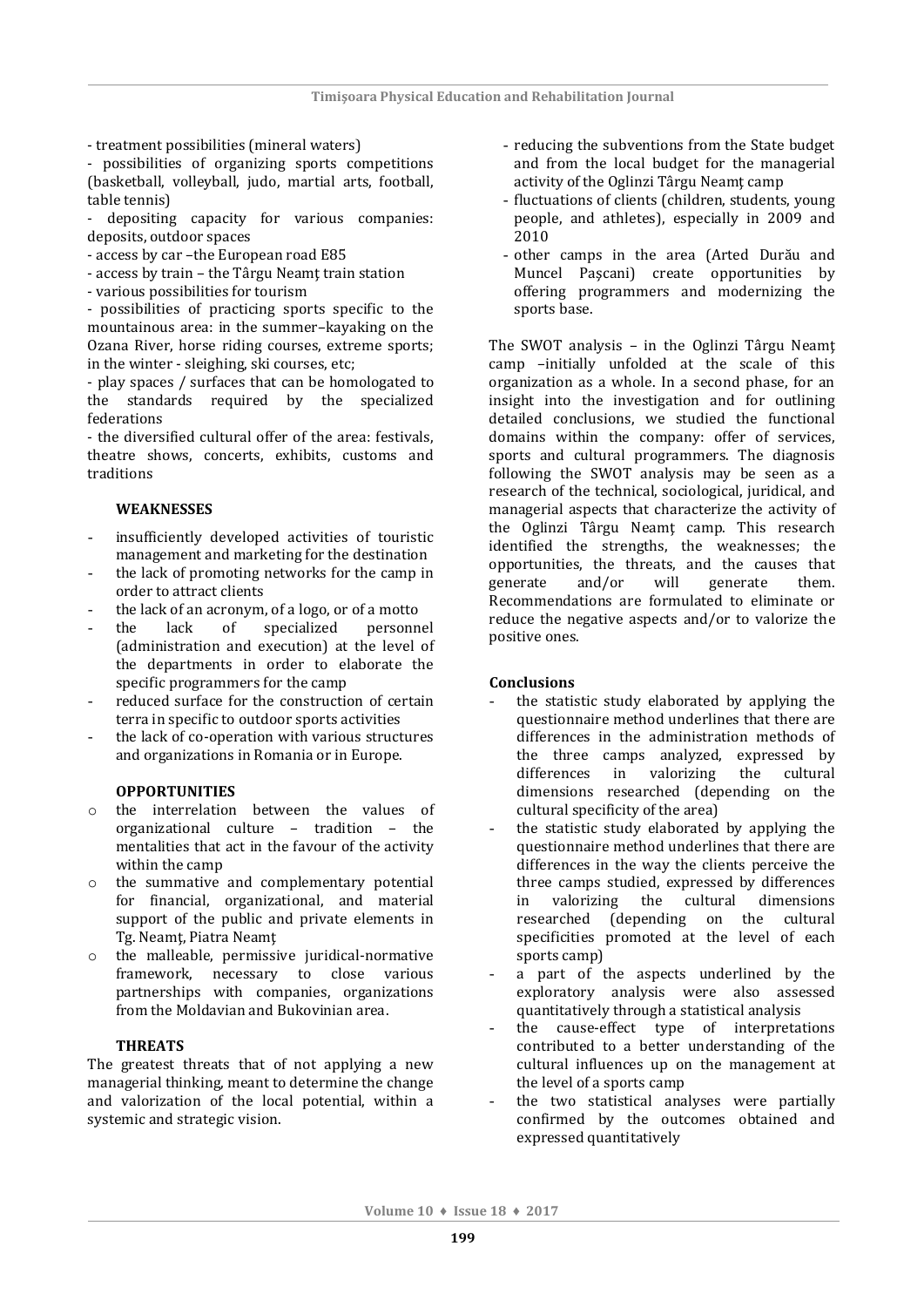- treatment possibilities (mineral waters)
- possibilities of organizing sports competitions (basketball, volleyball, judo, martial arts, football, table tennis)
- depositing capacity for various companies: deposits, outdoor spaces
- access by car –the European road E85
- access by train – the Târgu Neamţ train station
- various possibilities for tourism
- possibilities of practicing sports specific to the mountainous area: in the summer–kayaking on the Ozana River, horse riding courses, extreme sports; in the winter - sleighing, ski courses, etc;
- play spaces / surfaces that can be homologated to the standards required by the specialized federations
- the diversified cultural offer of the area: festivals, theatre shows, concerts, exhibits, customs and traditions

**WEAKNESSES**

- insufficiently developed activities of touristic management and marketing for the destination
- the lack of promoting networks for the camp in order to attract clients
- the lack of an acronym, of a logo, or of a motto
- the lack of specialized personnel (administration and execution) at the level of the departments in order to elaborate the specific programmers for the camp
- reduced surface for the construction of certain terra in specific to outdoor sports activities
- the lack of co-operation with various structures and organizations in Romania or in Europe.

**OPPORTUNITIES**

- the interrelation between the values of organizational culture – tradition – the mentalities that act in the favour of the activity within the camp
- the summative and complementary potential for financial, organizational, and material support of the public and private elements in Tg. Neamţ, Piatra Neamţ
- the malleable, permissive juridical-normative framework, necessary to close various partnerships with companies, organizations from the Moldavian and Bukovinian area.

**THREATS**

The greatest threats that of not applying a new managerial thinking, meant to determine the change and valorization of the local potential, within a systemic and strategic vision.

- reducing the subventions from the State budget and from the local budget for the managerial activity of the Oglinzi Târgu Neamţ camp
- fluctuations of clients (children, students, young people, and athletes), especially in 2009 and 2010
- other camps in the area (Arted Durău and Muncel Paşcani) create opportunities by offering programmers and modernizing the sports base.

The SWOT analysis – in the Oglinzi Târgu Neamţ camp –initially unfolded at the scale of this organization as a whole. In a second phase, for an insight into the investigation and for outlining detailed conclusions, we studied the functional domains within the company: offer of services, sports and cultural programmers. The diagnosis following the SWOT analysis may be seen as a research of the technical, sociological, juridical, and managerial aspects that characterize the activity of the Oglinzi Târgu Neamţ camp. This research identified the strengths, the weaknesses; the opportunities, the threats, and the causes that generate and/or will generate them. Recommendations are formulated to eliminate or reduce the negative aspects and/or to valorize the positive ones.

**Conclusions**

- the statistic study elaborated by applying the questionnaire method underlines that there are differences in the administration methods of the three camps analyzed, expressed by differences in valorizing the cultural dimensions researched (depending on the cultural specificity of the area)
- the statistic study elaborated by applying the questionnaire method underlines that there are differences in the way the clients perceive the three camps studied, expressed by differences in valorizing the cultural dimensions researched (depending on the cultural specificities promoted at the level of each sports camp)
- a part of the aspects underlined by the exploratory analysis were also assessed quantitatively through a statistical analysis
- the cause-effect type of interpretations contributed to a better understanding of the cultural influences up on the management at the level of a sports camp
- the two statistical analyses were partially confirmed by the outcomes obtained and expressed quantitatively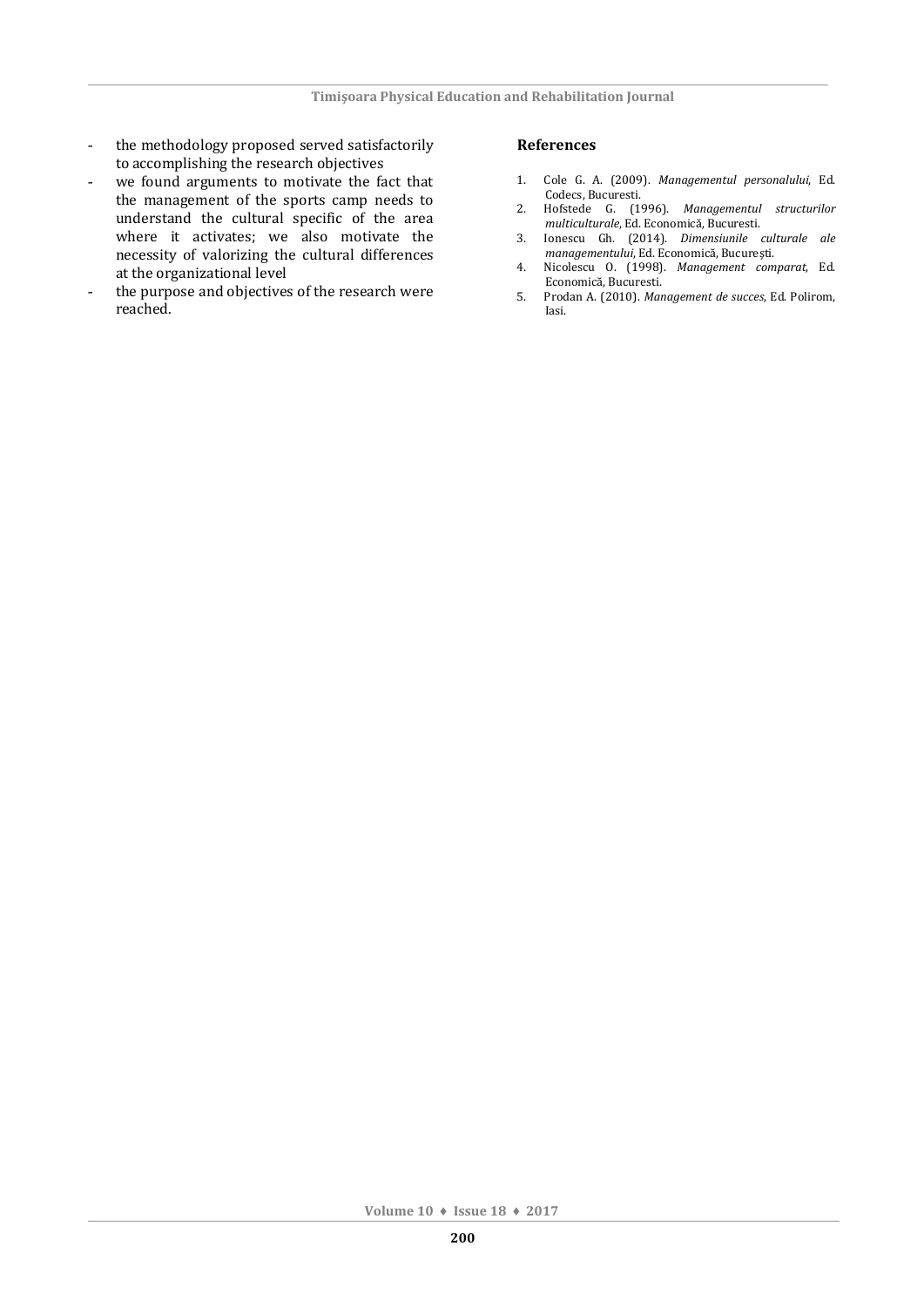- the methodology proposed served satisfactorily to accomplishing the research objectives
- we found arguments to motivate the fact that the management of the sports camp needs to understand the cultural specific of the area where it activates; we also motivate the necessity of valorizing the cultural differences at the organizational level
- the purpose and objectives of the research were reached.

## References

1. Cole G. A. (2009). *Managementul personalului*, Ed. Codecs, Bucuresti.
2. Hofstede G. (1996). *Managementul structurilor multiculturale*, Ed. Economică, Bucuresti.
3. Ionescu Gh. (2014). *Dimensiunile culturale ale managementului*, Ed. Economică, Bucureşti.
4. Nicolescu O. (1998). *Management comparat*, Ed. Economică, Bucuresti.
5. Prodan A. (2010). *Management de succes*, Ed. Polirom, Iasi.